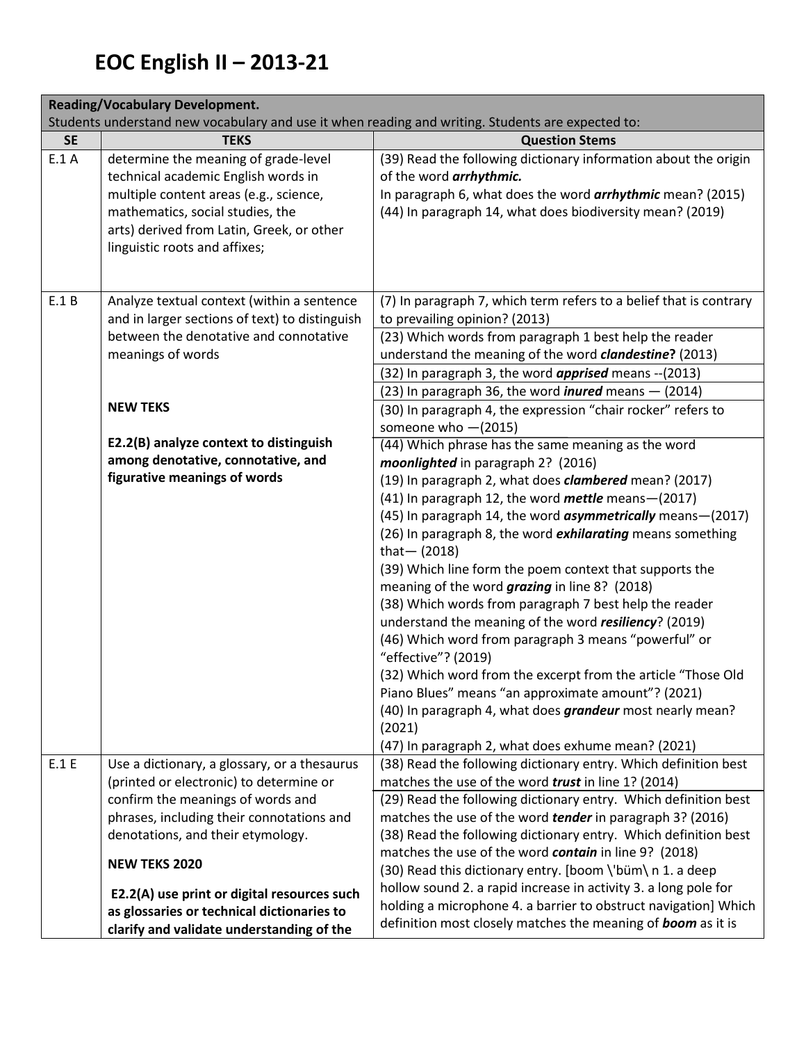# EOC English II – 2013-21

| **Reading/Vocabulary Development.**<br>Students understand new vocabulary and use it when reading and writing. Students are expected to: | | |
|---|---|---|
| **SE** | **TEKS** | **Question Stems** |
| E.1 A | determine the meaning of grade-level technical academic English words in multiple content areas (e.g., science, mathematics, social studies, the arts) derived from Latin, Greek, or other linguistic roots and affixes; | (39) Read the following dictionary information about the origin of the word ***arrhythmic.***<br>In paragraph 6, what does the word ***arrhythmic*** mean? (2015)<br>(44) In paragraph 14, what does biodiversity mean? (2019) |
| E.1 B | Analyze textual context (within a sentence and in larger sections of text) to distinguish between the denotative and connotative meanings of words<br><br>**NEW TEKS**<br><br>**E2.2(B) analyze context to distinguish among denotative, connotative, and figurative meanings of words** | (7) In paragraph 7, which term refers to a belief that is contrary to prevailing opinion? (2013)<br>(23) Which words from paragraph 1 best help the reader understand the meaning of the word ***clandestine*?** (2013)<br>(32) In paragraph 3, the word ***apprised*** means --(2013)<br>(23) In paragraph 36, the word ***inured*** means — (2014)<br>(30) In paragraph 4, the expression "chair rocker" refers to someone who —(2015)<br>(44) Which phrase has the same meaning as the word ***moonlighted*** in paragraph 2? (2016)<br>(19) In paragraph 2, what does ***clambered*** mean? (2017)<br>(41) In paragraph 12, the word ***mettle*** means—(2017)<br>(45) In paragraph 14, the word ***asymmetrically*** means—(2017)<br>(26) In paragraph 8, the word ***exhilarating*** means something that— (2018)<br>(39) Which line form the poem context that supports the meaning of the word ***grazing*** in line 8? (2018)<br>(38) Which words from paragraph 7 best help the reader understand the meaning of the word ***resiliency***? (2019)<br>(46) Which word from paragraph 3 means "powerful" or "effective"? (2019)<br>(32) Which word from the excerpt from the article "Those Old Piano Blues" means "an approximate amount"? (2021)<br>(40) In paragraph 4, what does ***grandeur*** most nearly mean? (2021)<br>(47) In paragraph 2, what does exhume mean? (2021) |
| E.1 E | Use a dictionary, a glossary, or a thesaurus (printed or electronic) to determine or confirm the meanings of words and phrases, including their connotations and denotations, and their etymology.<br><br>**NEW TEKS 2020**<br><br>**E2.2(A) use print or digital resources such as glossaries or technical dictionaries to clarify and validate understanding of the** | (38) Read the following dictionary entry. Which definition best matches the use of the word ***trust*** in line 1? (2014)<br>(29) Read the following dictionary entry. Which definition best matches the use of the word ***tender*** in paragraph 3? (2016)<br>(38) Read the following dictionary entry. Which definition best matches the use of the word ***contain*** in line 9? (2018)<br>(30) Read this dictionary entry. [boom \'büm\ n 1. a deep hollow sound 2. a rapid increase in activity 3. a long pole for holding a microphone 4. a barrier to obstruct navigation] Which definition most closely matches the meaning of ***boom*** as it is |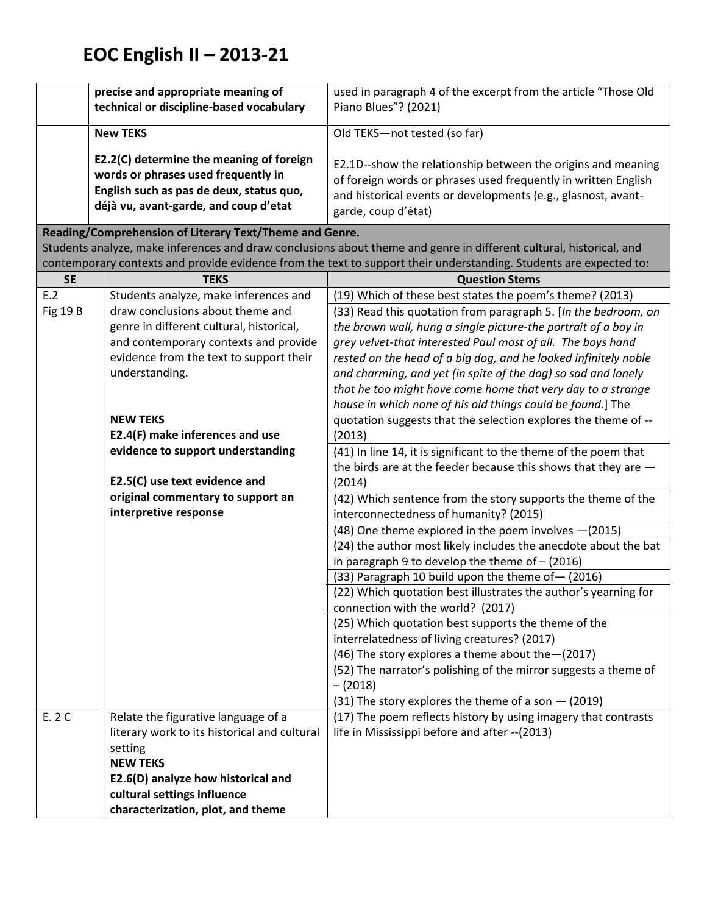# EOC English II – 2013-21

| | | |
|---|---|---|
| | **precise and appropriate meaning of technical or discipline-based vocabulary** | used in paragraph 4 of the excerpt from the article "Those Old Piano Blues"? (2021) |
| | **New TEKS**<br><br>**E2.2(C) determine the meaning of foreign words or phrases used frequently in English such as pas de deux, status quo, déjà vu, avant-garde, and coup d'etat** | Old TEKS—not tested (so far)<br><br>E2.1D--show the relationship between the origins and meaning of foreign words or phrases used frequently in written English and historical events or developments (e.g., glasnost, avant-garde, coup d'état) |

**Reading/Comprehension of Literary Text/Theme and Genre.**
Students analyze, make inferences and draw conclusions about theme and genre in different cultural, historical, and contemporary contexts and provide evidence from the text to support their understanding. Students are expected to:

| SE | TEKS | Question Stems |
|---|---|---|
| E.2<br>Fig 19 B | Students analyze, make inferences and draw conclusions about theme and genre in different cultural, historical, and contemporary contexts and provide evidence from the text to support their understanding.<br><br>**NEW TEKS**<br>**E2.4(F) make inferences and use evidence to support understanding**<br><br>**E2.5(C) use text evidence and original commentary to support an interpretive response** | (19) Which of these best states the poem's theme? (2013)<br>(33) Read this quotation from paragraph 5. [*In the bedroom, on the brown wall, hung a single picture-the portrait of a boy in grey velvet-that interested Paul most of all. The boys hand rested on the head of a big dog, and he looked infinitely noble and charming, and yet (in spite of the dog) so sad and lonely that he too might have come home that very day to a strange house in which none of his old things could be found.*] The quotation suggests that the selection explores the theme of -- (2013)<br>(41) In line 14, it is significant to the theme of the poem that the birds are at the feeder because this shows that they are — (2014)<br>(42) Which sentence from the story supports the theme of the interconnectedness of humanity? (2015)<br>(48) One theme explored in the poem involves —(2015)<br>(24) the author most likely includes the anecdote about the bat in paragraph 9 to develop the theme of – (2016)<br>(33) Paragraph 10 build upon the theme of— (2016)<br>(22) Which quotation best illustrates the author's yearning for connection with the world? (2017)<br>(25) Which quotation best supports the theme of the interrelatedness of living creatures? (2017)<br>(46) The story explores a theme about the—(2017)<br>(52) The narrator's polishing of the mirror suggests a theme of – (2018)<br>(31) The story explores the theme of a son — (2019) |
| E. 2 C | Relate the figurative language of a literary work to its historical and cultural setting<br>**NEW TEKS**<br>**E2.6(D) analyze how historical and cultural settings influence characterization, plot, and theme** | (17) The poem reflects history by using imagery that contrasts life in Mississippi before and after --(2013) |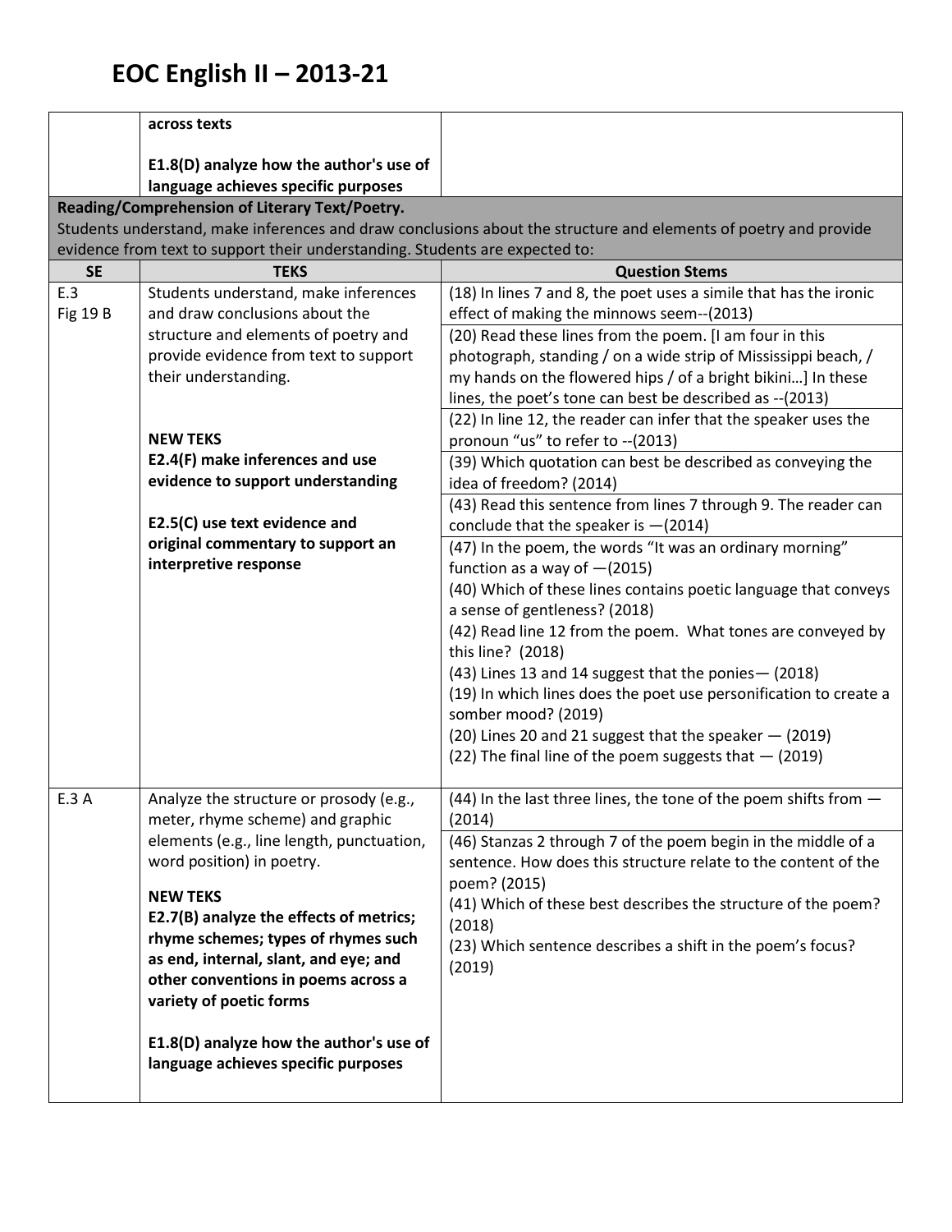# EOC English II – 2013-21

| SE | TEKS | Question Stems |
|---|---|---|
| | **across texts**<br><br>**E1.8(D) analyze how the author's use of language achieves specific purposes** | |
| **Reading/Comprehension of Literary Text/Poetry.**<br>Students understand, make inferences and draw conclusions about the structure and elements of poetry and provide evidence from text to support their understanding. Students are expected to: | | |
| **SE** | **TEKS** | **Question Stems** |
| E.3<br>Fig 19 B | Students understand, make inferences and draw conclusions about the structure and elements of poetry and provide evidence from text to support their understanding.<br><br>**NEW TEKS**<br>**E2.4(F) make inferences and use evidence to support understanding**<br><br>**E2.5(C) use text evidence and original commentary to support an interpretive response** | (18) In lines 7 and 8, the poet uses a simile that has the ironic effect of making the minnows seem--(2013)<br>(20) Read these lines from the poem. [I am four in this photograph, standing / on a wide strip of Mississippi beach, / my hands on the flowered hips / of a bright bikini…] In these lines, the poet's tone can best be described as --(2013)<br>(22) In line 12, the reader can infer that the speaker uses the pronoun "us" to refer to --(2013)<br>(39) Which quotation can best be described as conveying the idea of freedom? (2014)<br>(43) Read this sentence from lines 7 through 9. The reader can conclude that the speaker is —(2014)<br>(47) In the poem, the words "It was an ordinary morning" function as a way of —(2015)<br>(40) Which of these lines contains poetic language that conveys a sense of gentleness? (2018)<br>(42) Read line 12 from the poem. What tones are conveyed by this line? (2018)<br>(43) Lines 13 and 14 suggest that the ponies— (2018)<br>(19) In which lines does the poet use personification to create a somber mood? (2019)<br>(20) Lines 20 and 21 suggest that the speaker — (2019)<br>(22) The final line of the poem suggests that — (2019) |
| E.3 A | Analyze the structure or prosody (e.g., meter, rhyme scheme) and graphic elements (e.g., line length, punctuation, word position) in poetry.<br><br>**NEW TEKS**<br>**E2.7(B) analyze the effects of metrics; rhyme schemes; types of rhymes such as end, internal, slant, and eye; and other conventions in poems across a variety of poetic forms**<br><br>**E1.8(D) analyze how the author's use of language achieves specific purposes** | (44) In the last three lines, the tone of the poem shifts from — (2014)<br>(46) Stanzas 2 through 7 of the poem begin in the middle of a sentence. How does this structure relate to the content of the poem? (2015)<br>(41) Which of these best describes the structure of the poem? (2018)<br>(23) Which sentence describes a shift in the poem's focus? (2019) |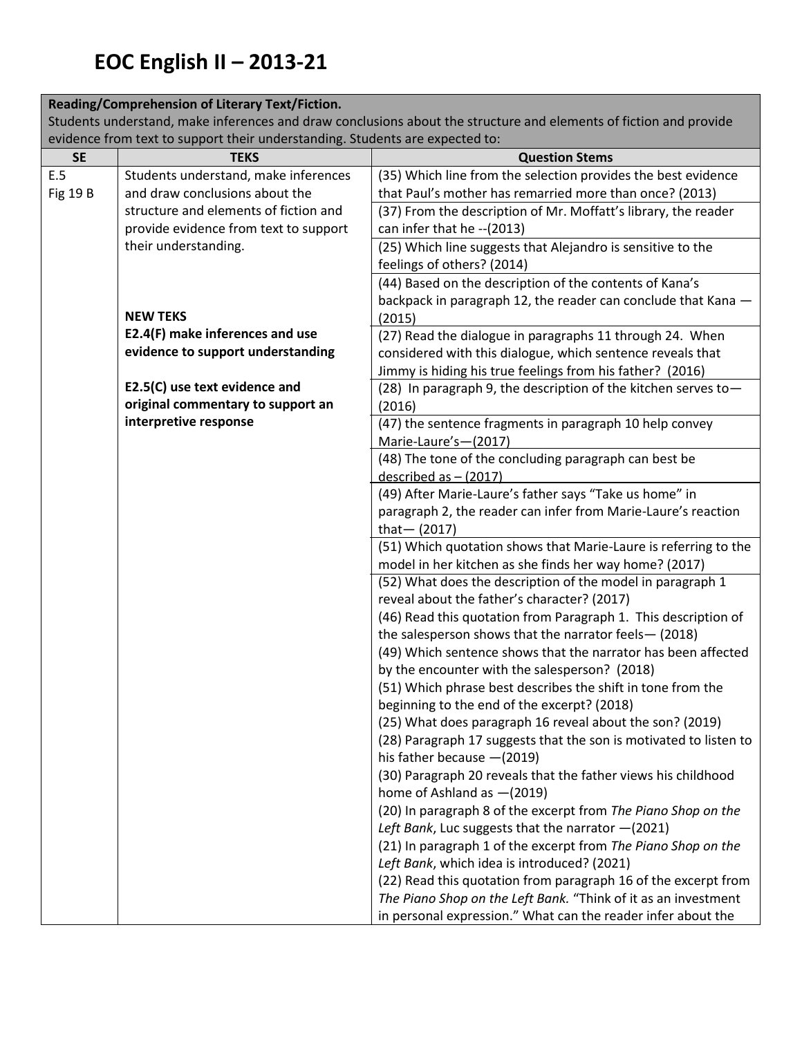# EOC English II – 2013-21

| **Reading/Comprehension of Literary Text/Fiction.** Students understand, make inferences and draw conclusions about the structure and elements of fiction and provide evidence from text to support their understanding. Students are expected to: | | |
|---|---|---|
| **SE** | **TEKS** | **Question Stems** |
| E.5 Fig 19 B | Students understand, make inferences and draw conclusions about the structure and elements of fiction and provide evidence from text to support their understanding.<br><br>**NEW TEKS**<br>**E2.4(F) make inferences and use evidence to support understanding**<br><br>**E2.5(C) use text evidence and original commentary to support an interpretive response** | (35) Which line from the selection provides the best evidence that Paul's mother has remarried more than once? (2013) |
| | | (37) From the description of Mr. Moffatt's library, the reader can infer that he --(2013) |
| | | (25) Which line suggests that Alejandro is sensitive to the feelings of others? (2014) |
| | | (44) Based on the description of the contents of Kana's backpack in paragraph 12, the reader can conclude that Kana — (2015) |
| | | (27) Read the dialogue in paragraphs 11 through 24. When considered with this dialogue, which sentence reveals that Jimmy is hiding his true feelings from his father? (2016) |
| | | (28) In paragraph 9, the description of the kitchen serves to—(2016) |
| | | (47) the sentence fragments in paragraph 10 help convey Marie-Laure's—(2017) |
| | | (48) The tone of the concluding paragraph can best be described as – (2017) |
| | | (49) After Marie-Laure's father says "Take us home" in paragraph 2, the reader can infer from Marie-Laure's reaction that— (2017) |
| | | (51) Which quotation shows that Marie-Laure is referring to the model in her kitchen as she finds her way home? (2017) |
| | | (52) What does the description of the model in paragraph 1 reveal about the father's character? (2017)<br>(46) Read this quotation from Paragraph 1. This description of the salesperson shows that the narrator feels— (2018)<br>(49) Which sentence shows that the narrator has been affected by the encounter with the salesperson? (2018)<br>(51) Which phrase best describes the shift in tone from the beginning to the end of the excerpt? (2018)<br>(25) What does paragraph 16 reveal about the son? (2019)<br>(28) Paragraph 17 suggests that the son is motivated to listen to his father because —(2019)<br>(30) Paragraph 20 reveals that the father views his childhood home of Ashland as —(2019)<br>(20) In paragraph 8 of the excerpt from *The Piano Shop on the Left Bank*, Luc suggests that the narrator —(2021)<br>(21) In paragraph 1 of the excerpt from *The Piano Shop on the Left Bank*, which idea is introduced? (2021)<br>(22) Read this quotation from paragraph 16 of the excerpt from *The Piano Shop on the Left Bank.* "Think of it as an investment in personal expression." What can the reader infer about the |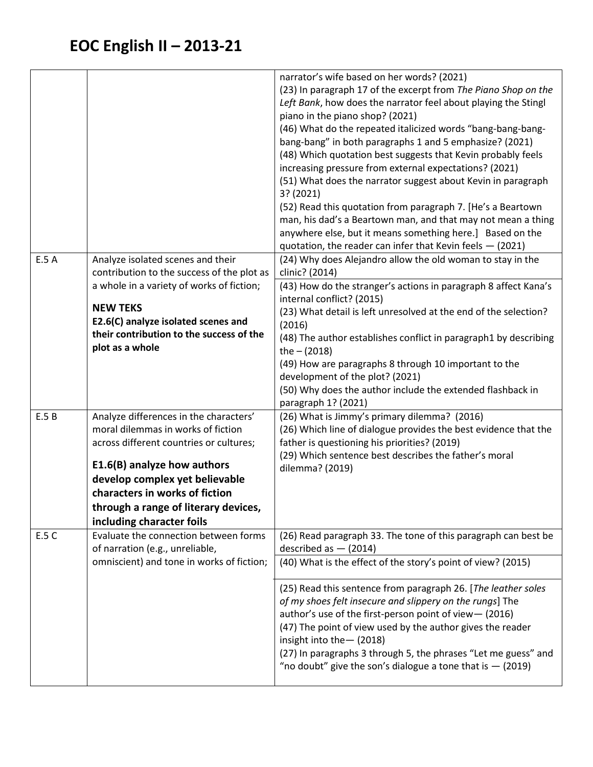# EOC English II – 2013-21

| | | |
|---|---|---|
| | | narrator's wife based on her words? (2021)<br>(23) In paragraph 17 of the excerpt from *The Piano Shop on the Left Bank*, how does the narrator feel about playing the Stingl piano in the piano shop? (2021)<br>(46) What do the repeated italicized words "bang-bang-bang-bang-bang" in both paragraphs 1 and 5 emphasize? (2021)<br>(48) Which quotation best suggests that Kevin probably feels increasing pressure from external expectations? (2021)<br>(51) What does the narrator suggest about Kevin in paragraph 3? (2021)<br>(52) Read this quotation from paragraph 7. [He's a Beartown man, his dad's a Beartown man, and that may not mean a thing anywhere else, but it means something here.] Based on the quotation, the reader can infer that Kevin feels — (2021) |
| E.5 A | Analyze isolated scenes and their contribution to the success of the plot as a whole in a variety of works of fiction;<br><br>**NEW TEKS**<br>**E2.6(C) analyze isolated scenes and their contribution to the success of the plot as a whole** | (24) Why does Alejandro allow the old woman to stay in the clinic? (2014)<br>(43) How do the stranger's actions in paragraph 8 affect Kana's internal conflict? (2015)<br>(23) What detail is left unresolved at the end of the selection? (2016)<br>(48) The author establishes conflict in paragraph1 by describing the – (2018)<br>(49) How are paragraphs 8 through 10 important to the development of the plot? (2021)<br>(50) Why does the author include the extended flashback in paragraph 1? (2021) |
| E.5 B | Analyze differences in the characters' moral dilemmas in works of fiction across different countries or cultures;<br><br>**E1.6(B) analyze how authors develop complex yet believable characters in works of fiction through a range of literary devices, including character foils** | (26) What is Jimmy's primary dilemma? (2016)<br>(26) Which line of dialogue provides the best evidence that the father is questioning his priorities? (2019)<br>(29) Which sentence best describes the father's moral dilemma? (2019) |
| E.5 C | Evaluate the connection between forms of narration (e.g., unreliable, omniscient) and tone in works of fiction; | (26) Read paragraph 33. The tone of this paragraph can best be described as — (2014)<br>(40) What is the effect of the story's point of view? (2015)<br>(25) Read this sentence from paragraph 26. [*The leather soles of my shoes felt insecure and slippery on the rungs*] The author's use of the first-person point of view— (2016)<br>(47) The point of view used by the author gives the reader insight into the— (2018)<br>(27) In paragraphs 3 through 5, the phrases "Let me guess" and "no doubt" give the son's dialogue a tone that is — (2019) |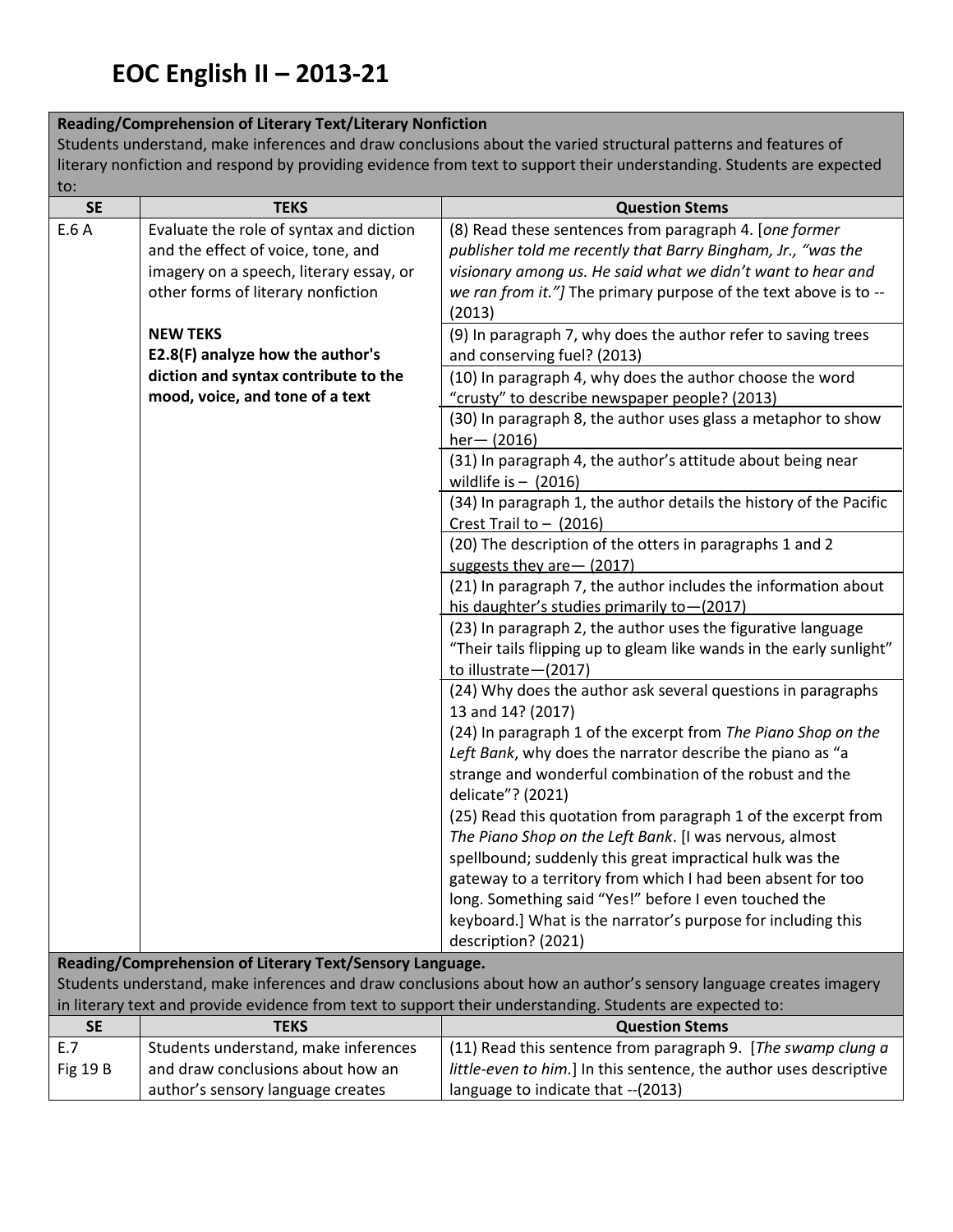# EOC English II – 2013-21

**Reading/Comprehension of Literary Text/Literary Nonfiction**
Students understand, make inferences and draw conclusions about the varied structural patterns and features of literary nonfiction and respond by providing evidence from text to support their understanding. Students are expected to:

| SE | TEKS | Question Stems |
|---|---|---|
| E.6 A | Evaluate the role of syntax and diction and the effect of voice, tone, and imagery on a speech, literary essay, or other forms of literary nonfiction<br><br>**NEW TEKS**<br>**E2.8(F) analyze how the author's diction and syntax contribute to the mood, voice, and tone of a text** | (8) Read these sentences from paragraph 4. [*one former publisher told me recently that Barry Bingham, Jr., "was the visionary among us. He said what we didn't want to hear and we ran from it."]* The primary purpose of the text above is to -- (2013) |
| | | (9) In paragraph 7, why does the author refer to saving trees and conserving fuel? (2013) |
| | | (10) In paragraph 4, why does the author choose the word "crusty" to describe newspaper people? (2013) |
| | | (30) In paragraph 8, the author uses glass a metaphor to show her— (2016) |
| | | (31) In paragraph 4, the author's attitude about being near wildlife is – (2016) |
| | | (34) In paragraph 1, the author details the history of the Pacific Crest Trail to – (2016) |
| | | (20) The description of the otters in paragraphs 1 and 2 suggests they are— (2017) |
| | | (21) In paragraph 7, the author includes the information about his daughter's studies primarily to—(2017) |
| | | (23) In paragraph 2, the author uses the figurative language "Their tails flipping up to gleam like wands in the early sunlight" to illustrate—(2017) |
| | | (24) Why does the author ask several questions in paragraphs 13 and 14? (2017)<br>(24) In paragraph 1 of the excerpt from *The Piano Shop on the Left Bank*, why does the narrator describe the piano as "a strange and wonderful combination of the robust and the delicate"? (2021)<br>(25) Read this quotation from paragraph 1 of the excerpt from *The Piano Shop on the Left Bank*. [I was nervous, almost spellbound; suddenly this great impractical hulk was the gateway to a territory from which I had been absent for too long. Something said "Yes!" before I even touched the keyboard.] What is the narrator's purpose for including this description? (2021) |

**Reading/Comprehension of Literary Text/Sensory Language.**
Students understand, make inferences and draw conclusions about how an author's sensory language creates imagery in literary text and provide evidence from text to support their understanding. Students are expected to:

| SE | TEKS | Question Stems |
|---|---|---|
| E.7<br>Fig 19 B | Students understand, make inferences and draw conclusions about how an author's sensory language creates | (11) Read this sentence from paragraph 9. [*The swamp clung a little-even to him.*] In this sentence, the author uses descriptive language to indicate that --(2013) |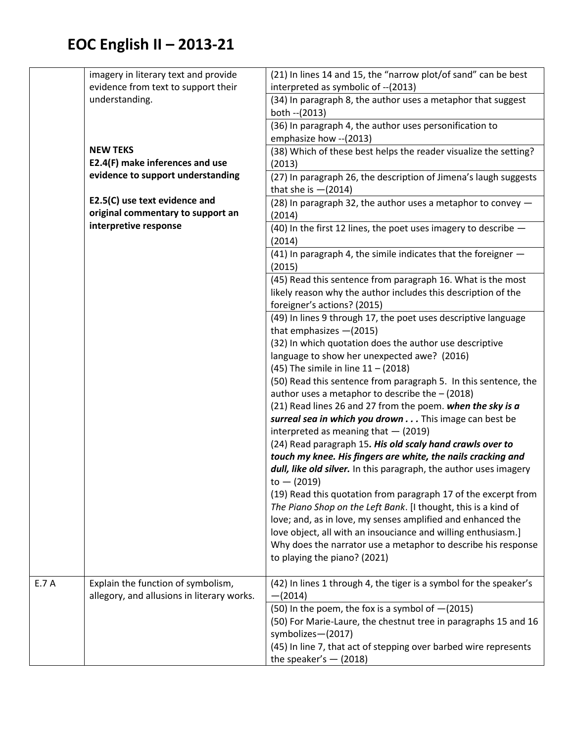# EOC English II – 2013-21

| | | |
|---|---|---|
| | imagery in literary text and provide evidence from text to support their understanding.<br><br>**NEW TEKS**<br>**E2.4(F) make inferences and use evidence to support understanding**<br><br>**E2.5(C) use text evidence and original commentary to support an interpretive response** | (21) In lines 14 and 15, the "narrow plot/of sand" can be best interpreted as symbolic of --(2013) |
| | | (34) In paragraph 8, the author uses a metaphor that suggest both --(2013) |
| | | (36) In paragraph 4, the author uses personification to emphasize how --(2013) |
| | | (38) Which of these best helps the reader visualize the setting? (2013) |
| | | (27) In paragraph 26, the description of Jimena's laugh suggests that she is —(2014) |
| | | (28) In paragraph 32, the author uses a metaphor to convey — (2014) |
| | | (40) In the first 12 lines, the poet uses imagery to describe — (2014) |
| | | (41) In paragraph 4, the simile indicates that the foreigner — (2015) |
| | | (45) Read this sentence from paragraph 16. What is the most likely reason why the author includes this description of the foreigner's actions? (2015) |
| | | (49) In lines 9 through 17, the poet uses descriptive language that emphasizes —(2015)<br>(32) In which quotation does the author use descriptive language to show her unexpected awe? (2016)<br>(45) The simile in line 11 – (2018)<br>(50) Read this sentence from paragraph 5. In this sentence, the author uses a metaphor to describe the – (2018)<br>(21) Read lines 26 and 27 from the poem. ***when the sky is a surreal sea in which you drown . . .*** This image can best be interpreted as meaning that — (2019)<br>(24) Read paragraph 15***. His old scaly hand crawls over to touch my knee. His fingers are white, the nails cracking and dull, like old silver.*** In this paragraph, the author uses imagery to — (2019)<br>(19) Read this quotation from paragraph 17 of the excerpt from *The Piano Shop on the Left Bank*. [I thought, this is a kind of love; and, as in love, my senses amplified and enhanced the love object, all with an insouciance and willing enthusiasm.] Why does the narrator use a metaphor to describe his response to playing the piano? (2021) |
| E.7 A | Explain the function of symbolism, allegory, and allusions in literary works. | (42) In lines 1 through 4, the tiger is a symbol for the speaker's —(2014) |
| | | (50) In the poem, the fox is a symbol of —(2015)<br>(50) For Marie-Laure, the chestnut tree in paragraphs 15 and 16 symbolizes—(2017)<br>(45) In line 7, that act of stepping over barbed wire represents the speaker's — (2018) |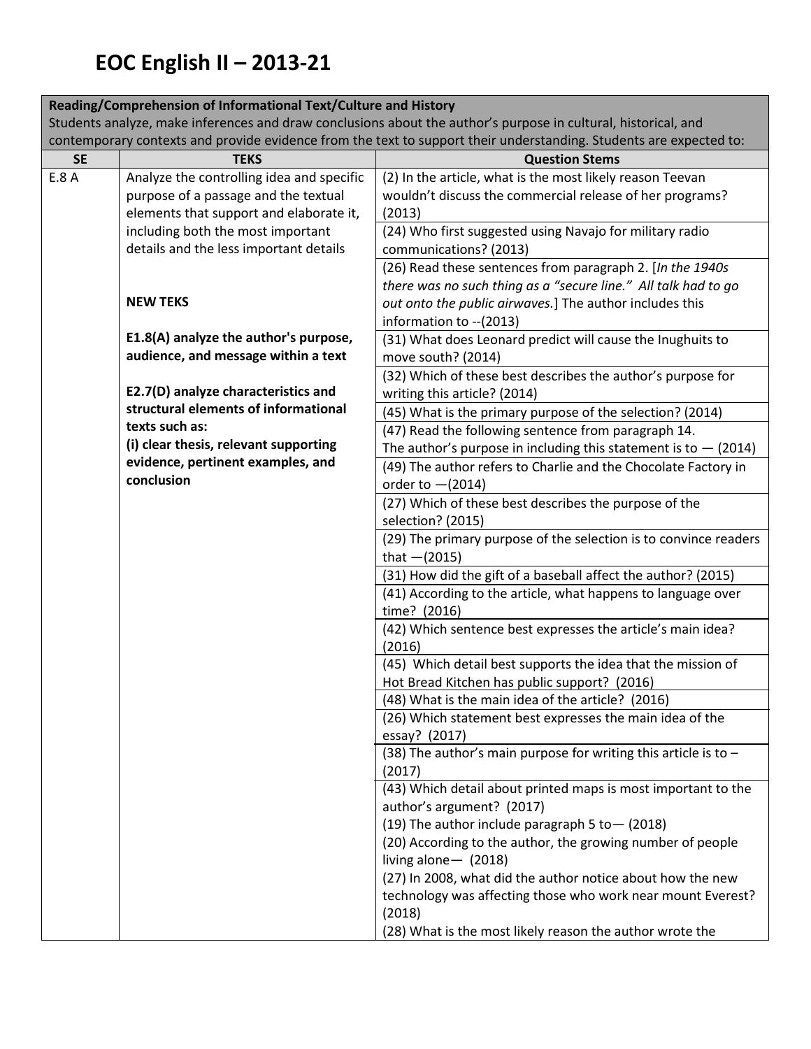# EOC English II – 2013-21

| Reading/Comprehension of Informational Text/Culture and History<br>Students analyze, make inferences and draw conclusions about the author's purpose in cultural, historical, and contemporary contexts and provide evidence from the text to support their understanding. Students are expected to: | | |
|---|---|---|
| **SE** | **TEKS** | **Question Stems** |
| E.8 A | Analyze the controlling idea and specific purpose of a passage and the textual elements that support and elaborate it, including both the most important details and the less important details<br><br>**NEW TEKS**<br><br>**E1.8(A) analyze the author's purpose, audience, and message within a text**<br><br>**E2.7(D) analyze characteristics and structural elements of informational texts such as:**<br>**(i) clear thesis, relevant supporting evidence, pertinent examples, and conclusion** | (2) In the article, what is the most likely reason Teevan wouldn't discuss the commercial release of her programs? (2013) |
| | | (24) Who first suggested using Navajo for military radio communications? (2013) |
| | | (26) Read these sentences from paragraph 2. [*In the 1940s there was no such thing as a "secure line." All talk had to go out onto the public airwaves.*] The author includes this information to --(2013) |
| | | (31) What does Leonard predict will cause the Inughuits to move south? (2014) |
| | | (32) Which of these best describes the author's purpose for writing this article? (2014) |
| | | (45) What is the primary purpose of the selection? (2014) |
| | | (47) Read the following sentence from paragraph 14. The author's purpose in including this statement is to — (2014) |
| | | (49) The author refers to Charlie and the Chocolate Factory in order to —(2014) |
| | | (27) Which of these best describes the purpose of the selection? (2015) |
| | | (29) The primary purpose of the selection is to convince readers that —(2015) |
| | | (31) How did the gift of a baseball affect the author? (2015) |
| | | (41) According to the article, what happens to language over time? (2016) |
| | | (42) Which sentence best expresses the article's main idea? (2016) |
| | | (45) Which detail best supports the idea that the mission of Hot Bread Kitchen has public support? (2016) |
| | | (48) What is the main idea of the article? (2016) |
| | | (26) Which statement best expresses the main idea of the essay? (2017) |
| | | (38) The author's main purpose for writing this article is to – (2017) |
| | | (43) Which detail about printed maps is most important to the author's argument? (2017)<br>(19) The author include paragraph 5 to— (2018)<br>(20) According to the author, the growing number of people living alone— (2018)<br>(27) In 2008, what did the author notice about how the new technology was affecting those who work near mount Everest? (2018)<br>(28) What is the most likely reason the author wrote the |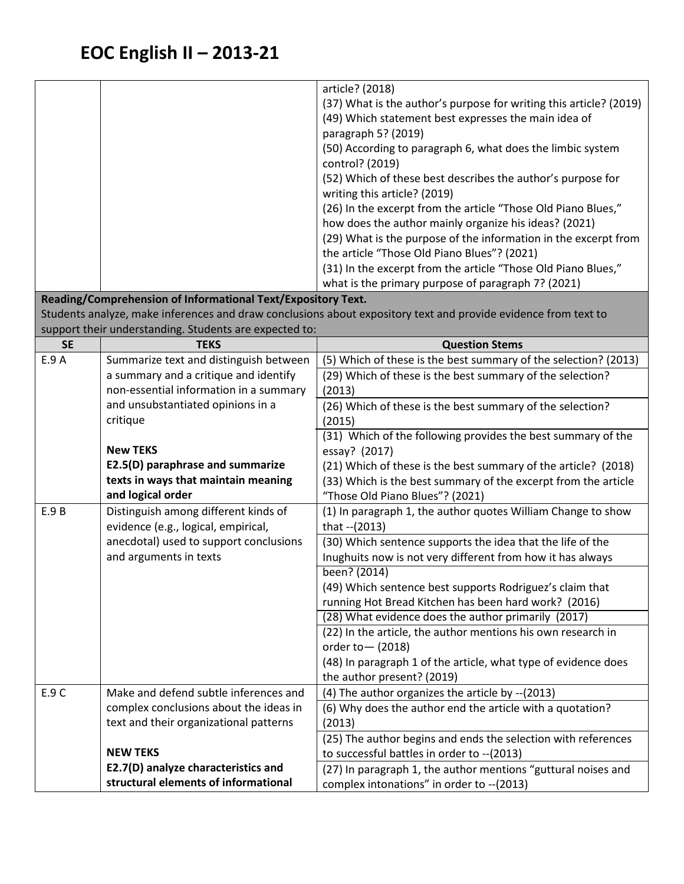# EOC English II – 2013-21

| SE | TEKS | Question Stems |
|---|---|---|
| | | article? (2018)<br>(37) What is the author's purpose for writing this article? (2019)<br>(49) Which statement best expresses the main idea of paragraph 5? (2019)<br>(50) According to paragraph 6, what does the limbic system control? (2019)<br>(52) Which of these best describes the author's purpose for writing this article? (2019)<br>(26) In the excerpt from the article "Those Old Piano Blues," how does the author mainly organize his ideas? (2021)<br>(29) What is the purpose of the information in the excerpt from the article "Those Old Piano Blues"? (2021)<br>(31) In the excerpt from the article "Those Old Piano Blues," what is the primary purpose of paragraph 7? (2021) |

**Reading/Comprehension of Informational Text/Expository Text.**
Students analyze, make inferences and draw conclusions about expository text and provide evidence from text to support their understanding. Students are expected to:

| SE | TEKS | Question Stems |
|---|---|---|
| E.9 A | Summarize text and distinguish between a summary and a critique and identify non-essential information in a summary and unsubstantiated opinions in a critique<br><br>**New TEKS**<br>**E2.5(D) paraphrase and summarize texts in ways that maintain meaning and logical order** | (5) Which of these is the best summary of the selection? (2013)<br>(29) Which of these is the best summary of the selection? (2013)<br>(26) Which of these is the best summary of the selection? (2015)<br>(31) Which of the following provides the best summary of the essay? (2017)<br>(21) Which of these is the best summary of the article? (2018)<br>(33) Which is the best summary of the excerpt from the article "Those Old Piano Blues"? (2021) |
| E.9 B | Distinguish among different kinds of evidence (e.g., logical, empirical, anecdotal) used to support conclusions and arguments in texts | (1) In paragraph 1, the author quotes William Change to show that --(2013)<br>(30) Which sentence supports the idea that the life of the Inughuits now is not very different from how it has always been? (2014)<br>(49) Which sentence best supports Rodriguez's claim that running Hot Bread Kitchen has been hard work? (2016)<br>(28) What evidence does the author primarily (2017)<br>(22) In the article, the author mentions his own research in order to— (2018)<br>(48) In paragraph 1 of the article, what type of evidence does the author present? (2019) |
| E.9 C | Make and defend subtle inferences and complex conclusions about the ideas in text and their organizational patterns<br><br>**NEW TEKS**<br>**E2.7(D) analyze characteristics and structural elements of informational** | (4) The author organizes the article by --(2013)<br>(6) Why does the author end the article with a quotation? (2013)<br>(25) The author begins and ends the selection with references to successful battles in order to --(2013)<br>(27) In paragraph 1, the author mentions "guttural noises and complex intonations" in order to --(2013) |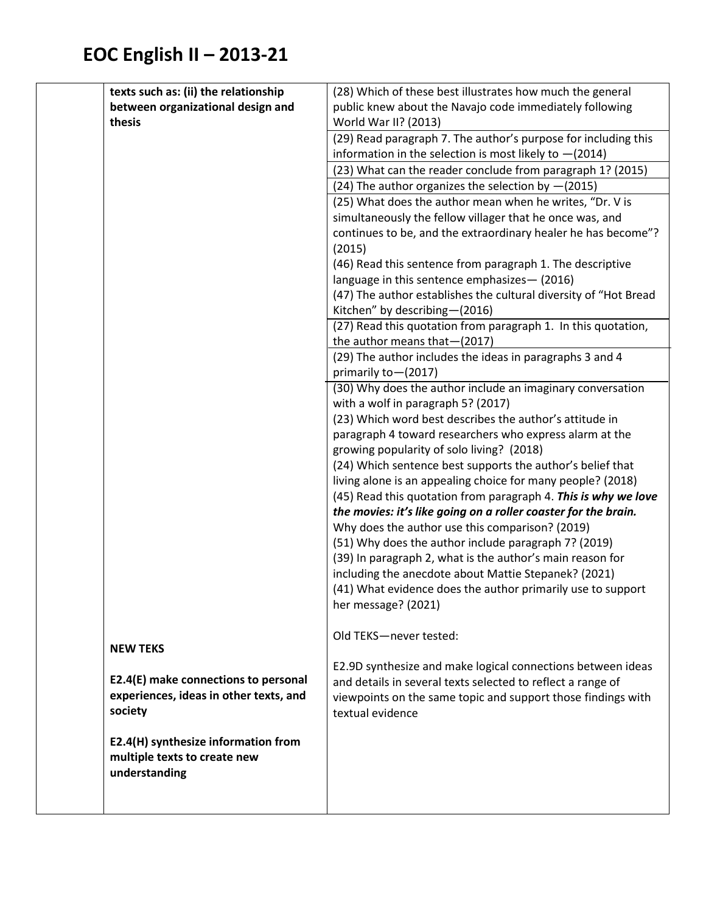# EOC English II – 2013-21

| | | |
|---|---|---|
| | **texts such as: (ii) the relationship between organizational design and thesis** | (28) Which of these best illustrates how much the general public knew about the Navajo code immediately following World War II? (2013) |
| | | (29) Read paragraph 7. The author's purpose for including this information in the selection is most likely to —(2014) |
| | | (23) What can the reader conclude from paragraph 1? (2015) |
| | | (24) The author organizes the selection by —(2015) |
| | | (25) What does the author mean when he writes, "Dr. V is simultaneously the fellow villager that he once was, and continues to be, and the extraordinary healer he has become"? (2015)<br>(46) Read this sentence from paragraph 1. The descriptive language in this sentence emphasizes— (2016)<br>(47) The author establishes the cultural diversity of "Hot Bread Kitchen" by describing—(2016) |
| | | (27) Read this quotation from paragraph 1. In this quotation, the author means that—(2017) |
| | | (29) The author includes the ideas in paragraphs 3 and 4 primarily to—(2017) |
| | **NEW TEKS**<br><br>**E2.4(E) make connections to personal experiences, ideas in other texts, and society**<br><br>**E2.4(H) synthesize information from multiple texts to create new understanding** | (30) Why does the author include an imaginary conversation with a wolf in paragraph 5? (2017)<br>(23) Which word best describes the author's attitude in paragraph 4 toward researchers who express alarm at the growing popularity of solo living? (2018)<br>(24) Which sentence best supports the author's belief that living alone is an appealing choice for many people? (2018)<br>(45) Read this quotation from paragraph 4. ***This is why we love the movies: it's like going on a roller coaster for the brain.*** Why does the author use this comparison? (2019)<br>(51) Why does the author include paragraph 7? (2019)<br>(39) In paragraph 2, what is the author's main reason for including the anecdote about Mattie Stepanek? (2021)<br>(41) What evidence does the author primarily use to support her message? (2021)<br><br>Old TEKS—never tested:<br><br>E2.9D synthesize and make logical connections between ideas and details in several texts selected to reflect a range of viewpoints on the same topic and support those findings with textual evidence |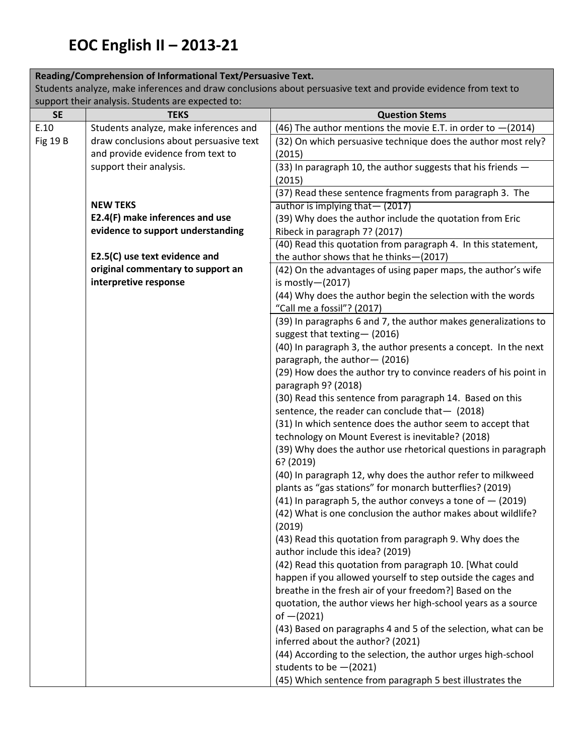# EOC English II – 2013-21

| Reading/Comprehension of Informational Text/Persuasive Text. Students analyze, make inferences and draw conclusions about persuasive text and provide evidence from text to support their analysis. Students are expected to: | | |
|---|---|---|
| **SE** | **TEKS** | **Question Stems** |
| E.10<br>Fig 19 B | Students analyze, make inferences and draw conclusions about persuasive text and provide evidence from text to support their analysis.<br><br>**NEW TEKS**<br>**E2.4(F) make inferences and use evidence to support understanding**<br><br>**E2.5(C) use text evidence and original commentary to support an interpretive response** | (46) The author mentions the movie E.T. in order to —(2014) |
| | | (32) On which persuasive technique does the author most rely? (2015) |
| | | (33) In paragraph 10, the author suggests that his friends — (2015) |
| | | (37) Read these sentence fragments from paragraph 3. The author is implying that— (2017)<br>(39) Why does the author include the quotation from Eric Ribeck in paragraph 7? (2017) |
| | | (40) Read this quotation from paragraph 4. In this statement, the author shows that he thinks—(2017) |
| | | (42) On the advantages of using paper maps, the author's wife is mostly—(2017)<br>(44) Why does the author begin the selection with the words "Call me a fossil"? (2017) |
| | | (39) In paragraphs 6 and 7, the author makes generalizations to suggest that texting— (2016)<br>(40) In paragraph 3, the author presents a concept. In the next paragraph, the author— (2016)<br>(29) How does the author try to convince readers of his point in paragraph 9? (2018)<br>(30) Read this sentence from paragraph 14. Based on this sentence, the reader can conclude that— (2018)<br>(31) In which sentence does the author seem to accept that technology on Mount Everest is inevitable? (2018)<br>(39) Why does the author use rhetorical questions in paragraph 6? (2019)<br>(40) In paragraph 12, why does the author refer to milkweed plants as "gas stations" for monarch butterflies? (2019)<br>(41) In paragraph 5, the author conveys a tone of — (2019)<br>(42) What is one conclusion the author makes about wildlife? (2019)<br>(43) Read this quotation from paragraph 9. Why does the author include this idea? (2019)<br>(42) Read this quotation from paragraph 10. [What could happen if you allowed yourself to step outside the cages and breathe in the fresh air of your freedom?] Based on the quotation, the author views her high-school years as a source of —(2021)<br>(43) Based on paragraphs 4 and 5 of the selection, what can be inferred about the author? (2021)<br>(44) According to the selection, the author urges high-school students to be —(2021)<br>(45) Which sentence from paragraph 5 best illustrates the |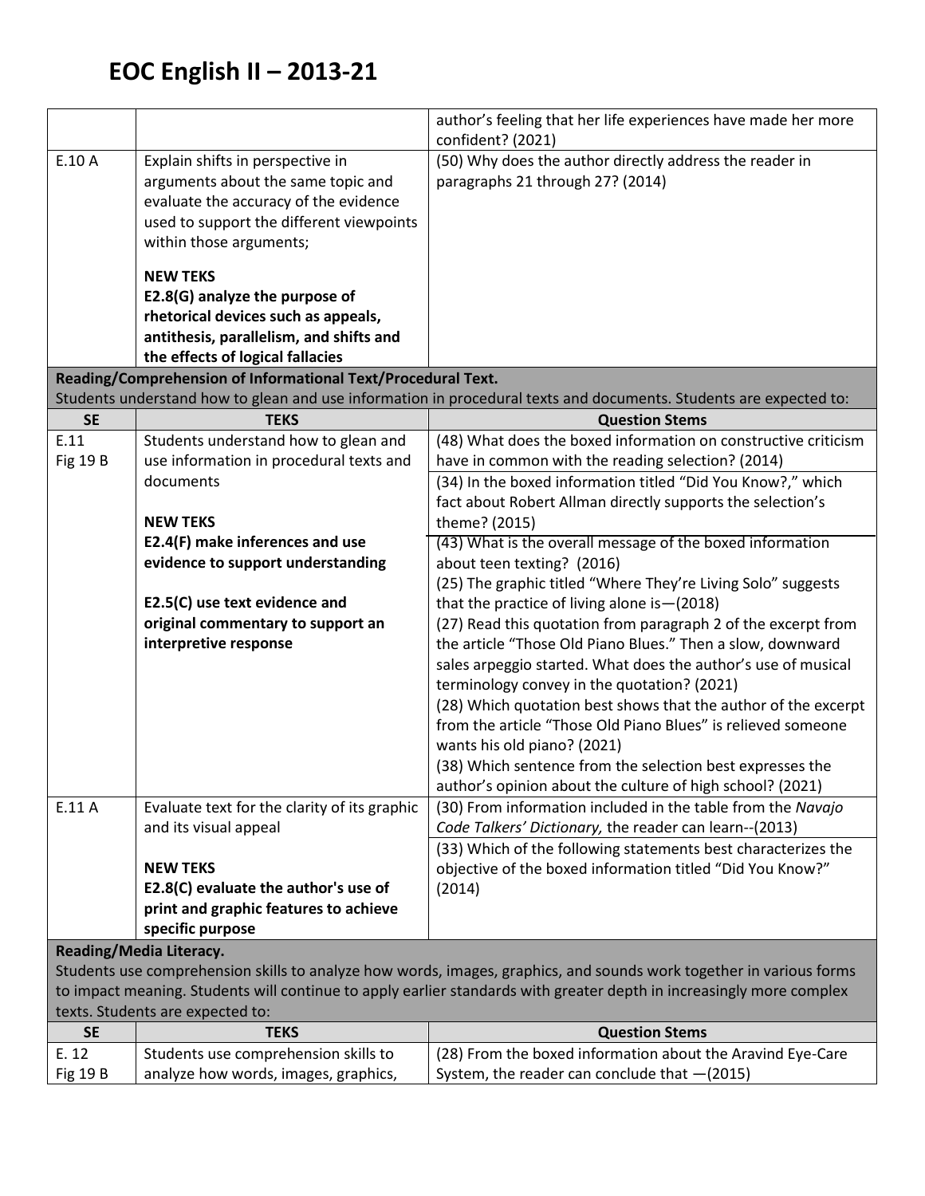# EOC English II – 2013-21

| | | |
|---|---|---|
| | | author's feeling that her life experiences have made her more confident? (2021) |
| E.10 A | Explain shifts in perspective in arguments about the same topic and evaluate the accuracy of the evidence used to support the different viewpoints within those arguments;<br><br>**NEW TEKS**<br>**E2.8(G) analyze the purpose of rhetorical devices such as appeals, antithesis, parallelism, and shifts and the effects of logical fallacies** | (50) Why does the author directly address the reader in paragraphs 21 through 27? (2014) |
| **Reading/Comprehension of Informational Text/Procedural Text.**<br>Students understand how to glean and use information in procedural texts and documents. Students are expected to: | | |
| **SE** | **TEKS** | **Question Stems** |
| E.11<br>Fig 19 B | Students understand how to glean and use information in procedural texts and documents<br><br>**NEW TEKS**<br>**E2.4(F) make inferences and use evidence to support understanding**<br><br>**E2.5(C) use text evidence and original commentary to support an interpretive response** | (48) What does the boxed information on constructive criticism have in common with the reading selection? (2014)<br>(34) In the boxed information titled "Did You Know?," which fact about Robert Allman directly supports the selection's theme? (2015)<br>(43) What is the overall message of the boxed information about teen texting? (2016)<br>(25) The graphic titled "Where They're Living Solo" suggests that the practice of living alone is—(2018)<br>(27) Read this quotation from paragraph 2 of the excerpt from the article "Those Old Piano Blues." Then a slow, downward sales arpeggio started. What does the author's use of musical terminology convey in the quotation? (2021)<br>(28) Which quotation best shows that the author of the excerpt from the article "Those Old Piano Blues" is relieved someone wants his old piano? (2021)<br>(38) Which sentence from the selection best expresses the author's opinion about the culture of high school? (2021) |
| E.11 A | Evaluate text for the clarity of its graphic and its visual appeal<br><br>**NEW TEKS**<br>**E2.8(C) evaluate the author's use of print and graphic features to achieve specific purpose** | (30) From information included in the table from the *Navajo Code Talkers' Dictionary,* the reader can learn--(2013)<br>(33) Which of the following statements best characterizes the objective of the boxed information titled "Did You Know?" (2014) |
| **Reading/Media Literacy.**<br>Students use comprehension skills to analyze how words, images, graphics, and sounds work together in various forms to impact meaning. Students will continue to apply earlier standards with greater depth in increasingly more complex texts. Students are expected to: | | |
| **SE** | **TEKS** | **Question Stems** |
| E. 12<br>Fig 19 B | Students use comprehension skills to analyze how words, images, graphics, | (28) From the boxed information about the Aravind Eye-Care System, the reader can conclude that —(2015) |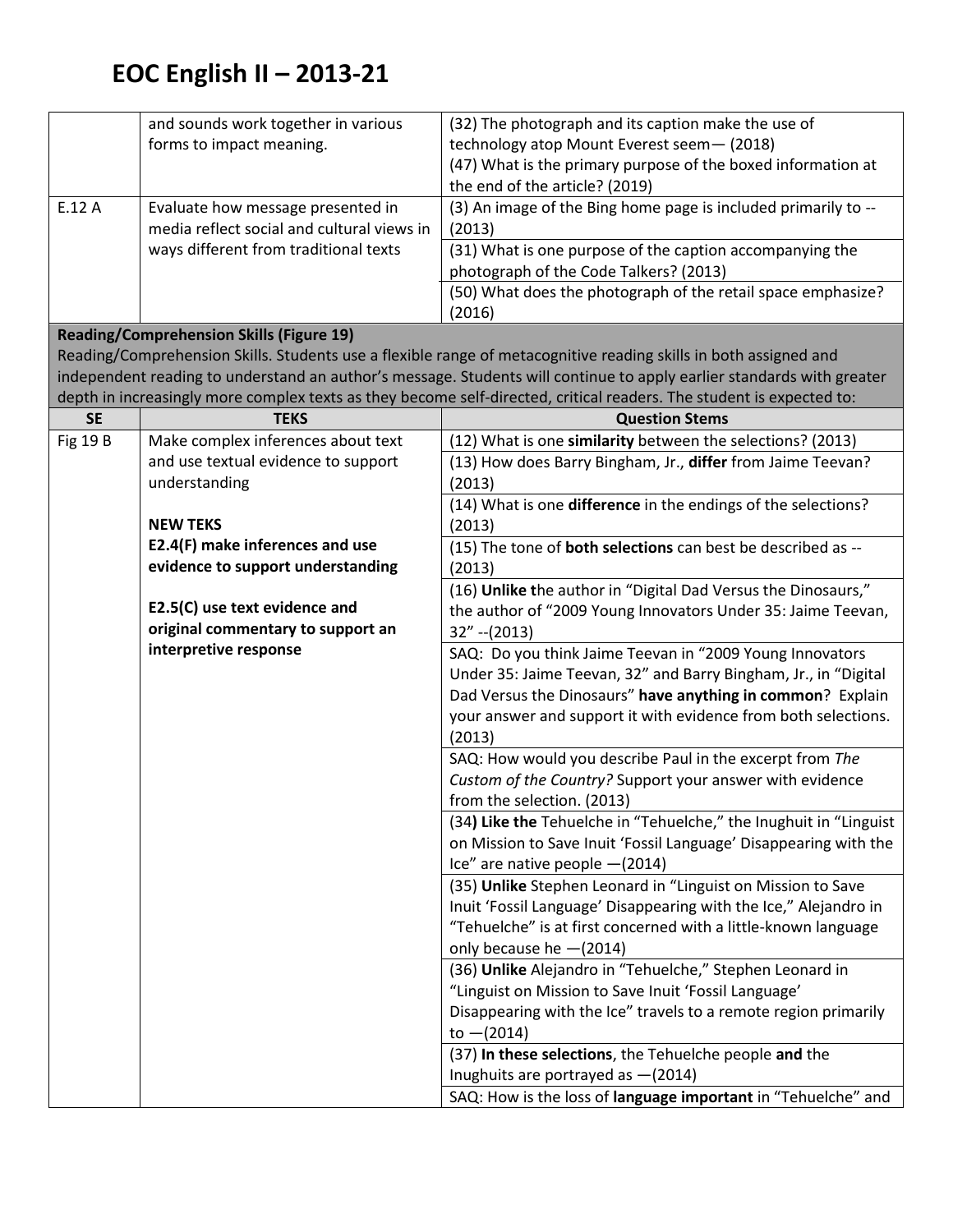# EOC English II – 2013-21

| | | |
|---|---|---|
| | and sounds work together in various forms to impact meaning. | (32) The photograph and its caption make the use of technology atop Mount Everest seem— (2018)<br>(47) What is the primary purpose of the boxed information at the end of the article? (2019) |
| E.12 A | Evaluate how message presented in media reflect social and cultural views in ways different from traditional texts | (3) An image of the Bing home page is included primarily to -- (2013) |
| | | (31) What is one purpose of the caption accompanying the photograph of the Code Talkers? (2013) |
| | | (50) What does the photograph of the retail space emphasize? (2016) |

**Reading/Comprehension Skills (Figure 19)**
Reading/Comprehension Skills. Students use a flexible range of metacognitive reading skills in both assigned and independent reading to understand an author's message. Students will continue to apply earlier standards with greater depth in increasingly more complex texts as they become self-directed, critical readers. The student is expected to:

| SE | TEKS | Question Stems |
|---|---|---|
| Fig 19 B | Make complex inferences about text and use textual evidence to support understanding<br><br>**NEW TEKS**<br>**E2.4(F) make inferences and use evidence to support understanding**<br><br>**E2.5(C) use text evidence and original commentary to support an interpretive response** | (12) What is one **similarity** between the selections? (2013) |
| | | (13) How does Barry Bingham, Jr., **differ** from Jaime Teevan? (2013) |
| | | (14) What is one **difference** in the endings of the selections? (2013) |
| | | (15) The tone of **both selections** can best be described as -- (2013) |
| | | (16) **Unlike t**he author in "Digital Dad Versus the Dinosaurs," the author of "2009 Young Innovators Under 35: Jaime Teevan, 32" --(2013) |
| | | SAQ: Do you think Jaime Teevan in "2009 Young Innovators Under 35: Jaime Teevan, 32" and Barry Bingham, Jr., in "Digital Dad Versus the Dinosaurs" **have anything in common**? Explain your answer and support it with evidence from both selections. (2013) |
| | | SAQ: How would you describe Paul in the excerpt from *The Custom of the Country?* Support your answer with evidence from the selection. (2013) |
| | | (34**) Like the** Tehuelche in "Tehuelche," the Inughuit in "Linguist on Mission to Save Inuit 'Fossil Language' Disappearing with the Ice" are native people —(2014) |
| | | (35) **Unlike** Stephen Leonard in "Linguist on Mission to Save Inuit 'Fossil Language' Disappearing with the Ice," Alejandro in "Tehuelche" is at first concerned with a little-known language only because he —(2014) |
| | | (36) **Unlike** Alejandro in "Tehuelche," Stephen Leonard in "Linguist on Mission to Save Inuit 'Fossil Language' Disappearing with the Ice" travels to a remote region primarily to —(2014) |
| | | (37) **In these selections**, the Tehuelche people **and** the Inughuits are portrayed as —(2014) |
| | | SAQ: How is the loss of **language important** in "Tehuelche" and |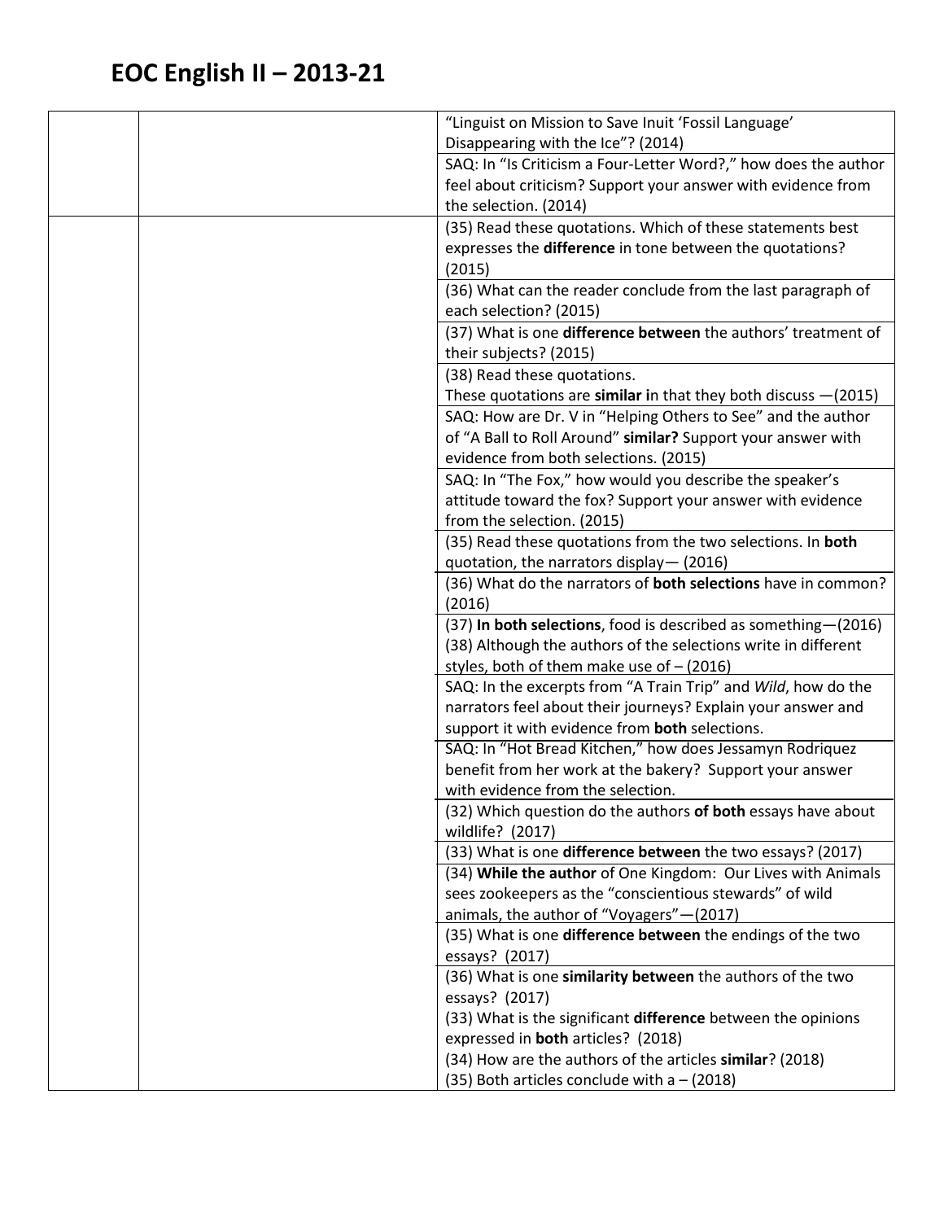# EOC English II – 2013-21

| | | |
|---|---|---|
| | | "Linguist on Mission to Save Inuit 'Fossil Language' Disappearing with the Ice"? (2014) |
| | | SAQ: In "Is Criticism a Four-Letter Word?," how does the author feel about criticism? Support your answer with evidence from the selection. (2014) |
| | | (35) Read these quotations. Which of these statements best expresses the **difference** in tone between the quotations? (2015) |
| | | (36) What can the reader conclude from the last paragraph of each selection? (2015) |
| | | (37) What is one **difference between** the authors' treatment of their subjects? (2015) |
| | | (38) Read these quotations.<br>These quotations are **similar i**n that they both discuss —(2015) |
| | | SAQ: How are Dr. V in "Helping Others to See" and the author of "A Ball to Roll Around" **similar?** Support your answer with evidence from both selections. (2015) |
| | | SAQ: In "The Fox," how would you describe the speaker's attitude toward the fox? Support your answer with evidence from the selection. (2015) |
| | | (35) Read these quotations from the two selections. In **both** quotation, the narrators display— (2016) |
| | | (36) What do the narrators of **both selections** have in common? (2016) |
| | | (37) **In both selections**, food is described as something—(2016)<br>(38) Although the authors of the selections write in different styles, both of them make use of – (2016) |
| | | SAQ: In the excerpts from "A Train Trip" and *Wild*, how do the narrators feel about their journeys? Explain your answer and support it with evidence from **both** selections. |
| | | SAQ: In "Hot Bread Kitchen," how does Jessamyn Rodriquez benefit from her work at the bakery? Support your answer with evidence from the selection. |
| | | (32) Which question do the authors **of both** essays have about wildlife? (2017) |
| | | (33) What is one **difference between** the two essays? (2017) |
| | | (34) **While the author** of One Kingdom: Our Lives with Animals sees zookeepers as the "conscientious stewards" of wild animals, the author of "Voyagers"—(2017) |
| | | (35) What is one **difference between** the endings of the two essays? (2017) |
| | | (36) What is one **similarity between** the authors of the two essays? (2017)<br>(33) What is the significant **difference** between the opinions expressed in **both** articles? (2018)<br>(34) How are the authors of the articles **similar**? (2018)<br>(35) Both articles conclude with a – (2018) |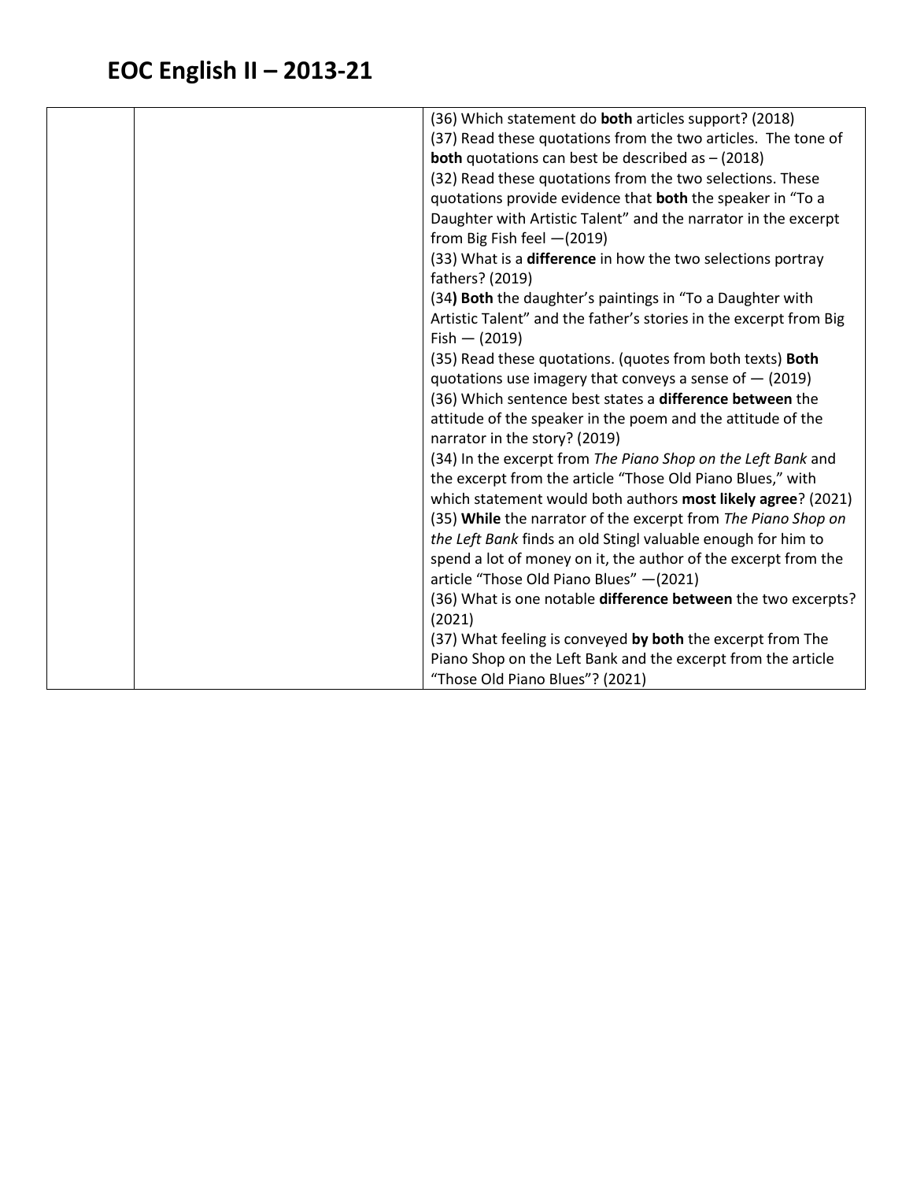# EOC English II – 2013-21

| | | |
|---|---|---|
| | | (36) Which statement do **both** articles support? (2018)<br>(37) Read these quotations from the two articles. The tone of **both** quotations can best be described as – (2018)<br>(32) Read these quotations from the two selections. These quotations provide evidence that **both** the speaker in "To a Daughter with Artistic Talent" and the narrator in the excerpt from Big Fish feel —(2019)<br>(33) What is a **difference** in how the two selections portray fathers? (2019)<br>(34**) Both** the daughter's paintings in "To a Daughter with Artistic Talent" and the father's stories in the excerpt from Big Fish — (2019)<br>(35) Read these quotations. (quotes from both texts) **Both** quotations use imagery that conveys a sense of — (2019)<br>(36) Which sentence best states a **difference between** the attitude of the speaker in the poem and the attitude of the narrator in the story? (2019)<br>(34) In the excerpt from *The Piano Shop on the Left Bank* and the excerpt from the article "Those Old Piano Blues," with which statement would both authors **most likely agree**? (2021)<br>(35) **While** the narrator of the excerpt from *The Piano Shop on the Left Bank* finds an old Stingl valuable enough for him to spend a lot of money on it, the author of the excerpt from the article "Those Old Piano Blues" —(2021)<br>(36) What is one notable **difference between** the two excerpts? (2021)<br>(37) What feeling is conveyed **by both** the excerpt from The Piano Shop on the Left Bank and the excerpt from the article "Those Old Piano Blues"? (2021) |